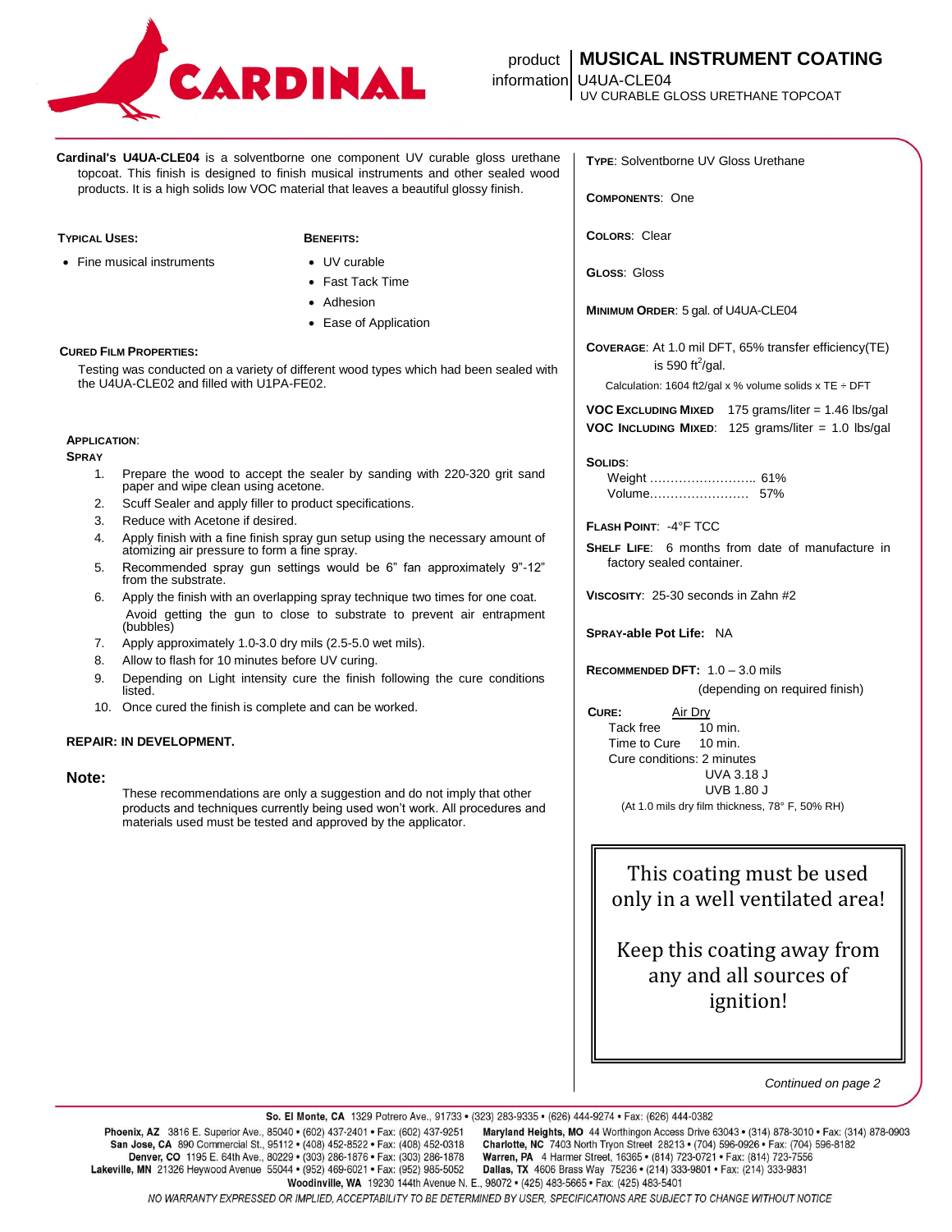CARDINAL

product information | **MUSICAL INSTRUMENT COATING**
U4UA-CLE04
UV CURABLE GLOSS URETHANE TOPCOAT

**Cardinal's U4UA-CLE04** is a solventborne one component UV curable gloss urethane topcoat. This finish is designed to finish musical instruments and other sealed wood products. It is a high solids low VOC material that leaves a beautiful glossy finish.

**TYPICAL USES:**

- Fine musical instruments

**BENEFITS:**

- UV curable
- Fast Tack Time
- Adhesion
- Ease of Application

**CURED FILM PROPERTIES:**

Testing was conducted on a variety of different wood types which had been sealed with the U4UA-CLE02 and filled with U1PA-FE02.

**APPLICATION:**
**SPRAY**

1. Prepare the wood to accept the sealer by sanding with 220-320 grit sand paper and wipe clean using acetone.
2. Scuff Sealer and apply filler to product specifications.
3. Reduce with Acetone if desired.
4. Apply finish with a fine finish spray gun setup using the necessary amount of atomizing air pressure to form a fine spray.
5. Recommended spray gun settings would be 6" fan approximately 9"-12" from the substrate.
6. Apply the finish with an overlapping spray technique two times for one coat. Avoid getting the gun to close to substrate to prevent air entrapment (bubbles)
7. Apply approximately 1.0-3.0 dry mils (2.5-5.0 wet mils).
8. Allow to flash for 10 minutes before UV curing.
9. Depending on Light intensity cure the finish following the cure conditions listed.
10. Once cured the finish is complete and can be worked.

**REPAIR: IN DEVELOPMENT.**

**Note:**

These recommendations are only a suggestion and do not imply that other products and techniques currently being used won't work. All procedures and materials used must be tested and approved by the applicator.

**TYPE**: Solventborne UV Gloss Urethane

**COMPONENTS**: One

**COLORS**: Clear

**GLOSS**: Gloss

**MINIMUM ORDER**: 5 gal. of U4UA-CLE04

**COVERAGE**: At 1.0 mil DFT, 65% transfer efficiency(TE) is 590 ft$^2$/gal.
Calculation: 1604 ft2/gal x % volume solids x TE ÷ DFT

**VOC EXCLUDING MIXED** 175 grams/liter = 1.46 lbs/gal
**VOC INCLUDING MIXED**: 125 grams/liter = 1.0 lbs/gal

**SOLIDS**:
Weight .......................... 61%
Volume........................ 57%

**FLASH POINT**: -4°F TCC

**SHELF LIFE**: 6 months from date of manufacture in factory sealed container.

**VISCOSITY**: 25-30 seconds in Zahn #2

**SPRAY-able Pot Life:** NA

**RECOMMENDED DFT:** 1.0 – 3.0 mils (depending on required finish)

**CURE:** Air Dry
Tack free 10 min.
Time to Cure 10 min.
Cure conditions: 2 minutes
UVA 3.18 J
UVB 1.80 J
(At 1.0 mils dry film thickness, 78° F, 50% RH)

This coating must be used only in a well ventilated area!

Keep this coating away from any and all sources of ignition!

*Continued on page 2*

**So. El Monte, CA** 1329 Potrero Ave., 91733 • (323) 283-9335 • (626) 444-9274 • Fax: (626) 444-0382
**Phoenix, AZ** 3816 E. Superior Ave., 85040 • (602) 437-2401 • Fax: (602) 437-9251
**San Jose, CA** 890 Commercial St., 95112 • (408) 452-8522 • Fax: (408) 452-0318
**Denver, CO** 1195 E. 64th Ave., 80229 • (303) 286-1876 • Fax: (303) 286-1878
**Lakeville, MN** 21326 Heywood Avenue 55044 • (952) 469-6021 • Fax: (952) 985-5052
**Maryland Heights, MO** 44 Worthingon Access Drive 63043 • (314) 878-3010 • Fax: (314) 878-0903
**Charlotte, NC** 7403 North Tryon Street 28213 • (704) 596-0926 • Fax: (704) 596-8182
**Warren, PA** 4 Harmer Street, 16365 • (814) 723-0721 • Fax: (814) 723-7556
**Dallas, TX** 4606 Brass Way 75236 • (214) 333-9801 • Fax: (214) 333-9831
**Woodinville, WA** 19230 144th Avenue N. E., 98072 • (425) 483-5665 • Fax: (425) 483-5401

*NO WARRANTY EXPRESSED OR IMPLIED, ACCEPTABILITY TO BE DETERMINED BY USER, SPECIFICATIONS ARE SUBJECT TO CHANGE WITHOUT NOTICE*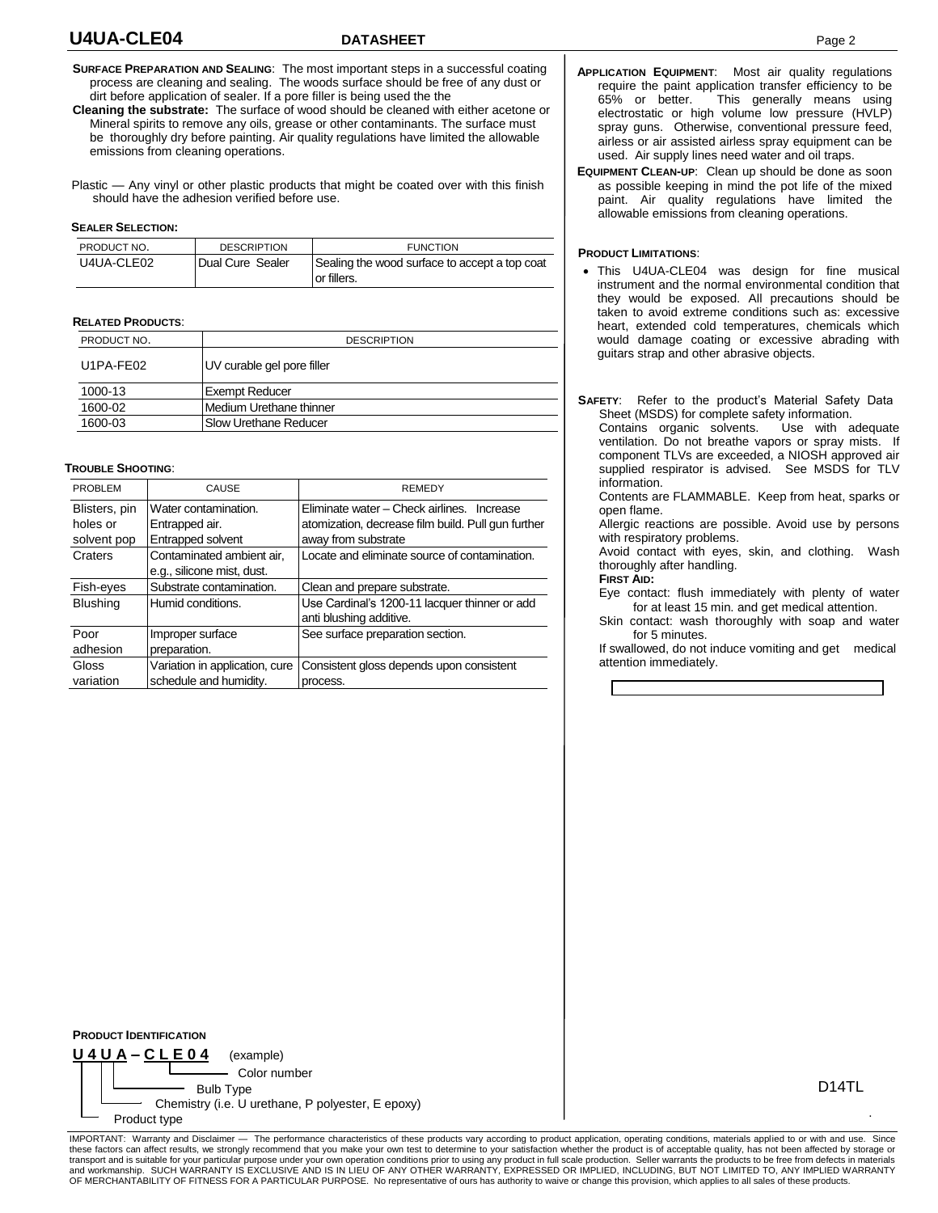**SURFACE PREPARATION AND SEALING**: The most important steps in a successful coating process are cleaning and sealing. The woods surface should be free of any dust or dirt before application of sealer. If a pore filler is being used the the

**Cleaning the substrate:** The surface of wood should be cleaned with either acetone or Mineral spirits to remove any oils, grease or other contaminants. The surface must be thoroughly dry before painting. Air quality regulations have limited the allowable emissions from cleaning operations.

Plastic — Any vinyl or other plastic products that might be coated over with this finish should have the adhesion verified before use.

**SEALER SELECTION:**

| PRODUCT NO. | DESCRIPTION | FUNCTION |
|---|---|---|
| U4UA-CLE02 | Dual Cure Sealer | Sealing the wood surface to accept a top coat or fillers. |

**RELATED PRODUCTS**:

| PRODUCT NO. | DESCRIPTION |
|---|---|
| U1PA-FE02 | UV curable gel pore filler |
| 1000-13 | Exempt Reducer |
| 1600-02 | Medium Urethane thinner |
| 1600-03 | Slow Urethane Reducer |

**TROUBLE SHOOTING**:

| PROBLEM | CAUSE | REMEDY |
|---|---|---|
| Blisters, pin holes or solvent pop | Water contamination. Entrapped air. Entrapped solvent | Eliminate water – Check airlines. Increase atomization, decrease film build. Pull gun further away from substrate |
| Craters | Contaminated ambient air, e.g., silicone mist, dust. | Locate and eliminate source of contamination. |
| Fish-eyes | Substrate contamination. | Clean and prepare substrate. |
| Blushing | Humid conditions. | Use Cardinal's 1200-11 lacquer thinner or add anti blushing additive. |
| Poor adhesion | Improper surface preparation. | See surface preparation section. |
| Gloss variation | Variation in application, cure schedule and humidity. | Consistent gloss depends upon consistent process. |

**PRODUCT IDENTIFICATION**

**U 4 U A – C L E 0 4** (example)

- C L E 0 4 — Color number
- A — Bulb Type
- U — Chemistry (i.e. U urethane, P polyester, E epoxy)
- U 4 — Product type

**APPLICATION EQUIPMENT**: Most air quality regulations require the paint application transfer efficiency to be 65% or better. This generally means using electrostatic or high volume low pressure (HVLP) spray guns. Otherwise, conventional pressure feed, airless or air assisted airless spray equipment can be used. Air supply lines need water and oil traps.

**EQUIPMENT CLEAN-UP**: Clean up should be done as soon as possible keeping in mind the pot life of the mixed paint. Air quality regulations have limited the allowable emissions from cleaning operations.

**PRODUCT LIMITATIONS**:

- This U4UA-CLE04 was design for fine musical instrument and the normal environmental condition that they would be exposed. All precautions should be taken to avoid extreme conditions such as: excessive heart, extended cold temperatures, chemicals which would damage coating or excessive abrading with guitars strap and other abrasive objects.

**SAFETY**: Refer to the product's Material Safety Data Sheet (MSDS) for complete safety information.

Contains organic solvents. Use with adequate ventilation. Do not breathe vapors or spray mists. If component TLVs are exceeded, a NIOSH approved air supplied respirator is advised. See MSDS for TLV information.

Contents are FLAMMABLE. Keep from heat, sparks or open flame.

Allergic reactions are possible. Avoid use by persons with respiratory problems.

Avoid contact with eyes, skin, and clothing. Wash thoroughly after handling.

**FIRST AID:**

Eye contact: flush immediately with plenty of water for at least 15 min. and get medical attention.

Skin contact: wash thoroughly with soap and water for 5 minutes.

If swallowed, do not induce vomiting and get medical attention immediately.

D14TL

IMPORTANT: Warranty and Disclaimer — The performance characteristics of these products vary according to product application, operating conditions, materials applied to or with and use. Since these factors can affect results, we strongly recommend that you make your own test to determine to your satisfaction whether the product is of acceptable quality, has not been affected by storage or transport and is suitable for your particular purpose under your own operation conditions prior to using any product in full scale production. Seller warrants the products to be free from defects in materials and workmanship. SUCH WARRANTY IS EXCLUSIVE AND IS IN LIEU OF ANY OTHER WARRANTY, EXPRESSED OR IMPLIED, INCLUDING, BUT NOT LIMITED TO, ANY IMPLIED WARRANTY OF MERCHANTABILITY OF FITNESS FOR A PARTICULAR PURPOSE. No representative of ours has authority to waive or change this provision, which applies to all sales of these products.